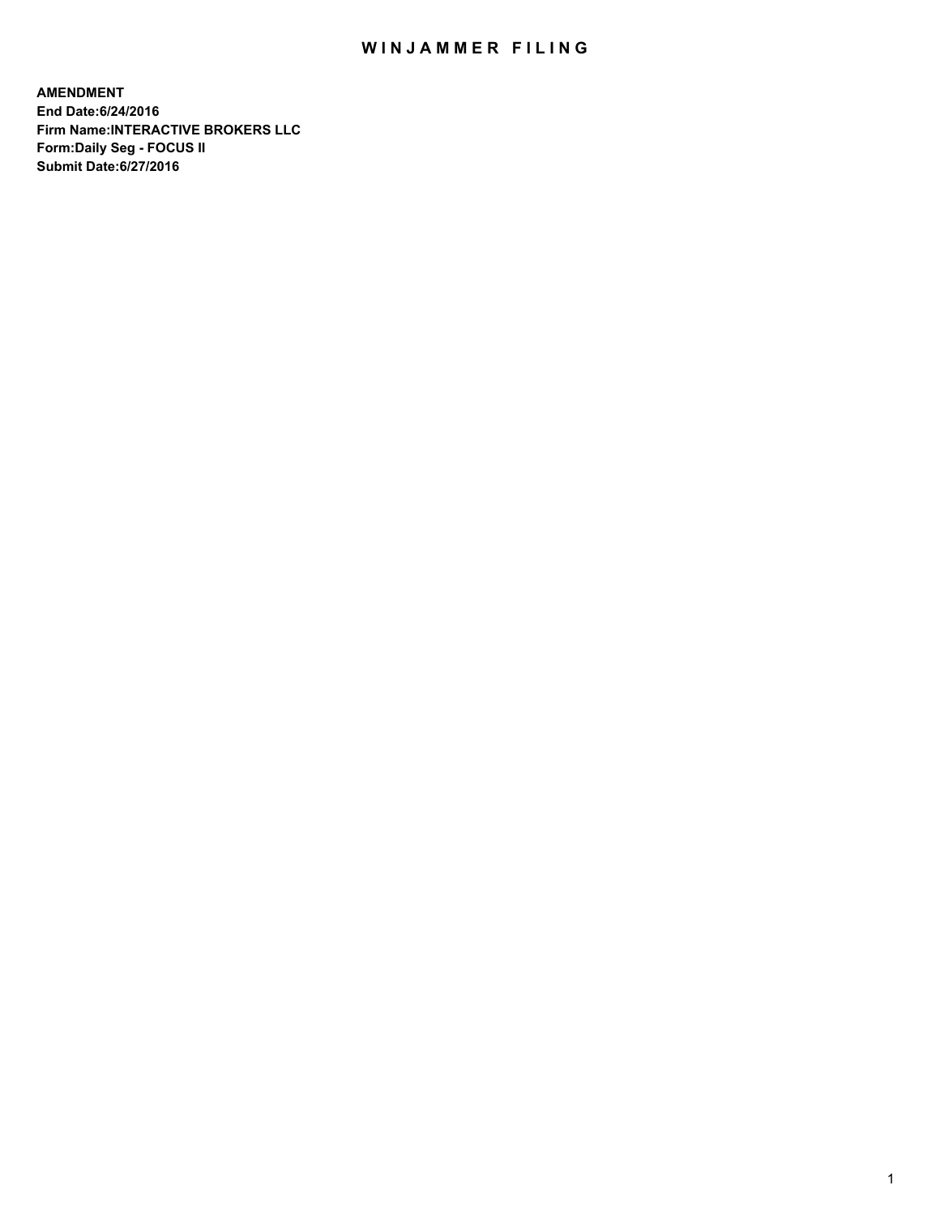# WINJAMMER FILING

**AMENDMENT**
**End Date:6/24/2016**
**Firm Name:INTERACTIVE BROKERS LLC**
**Form:Daily Seg - FOCUS II**
**Submit Date:6/27/2016**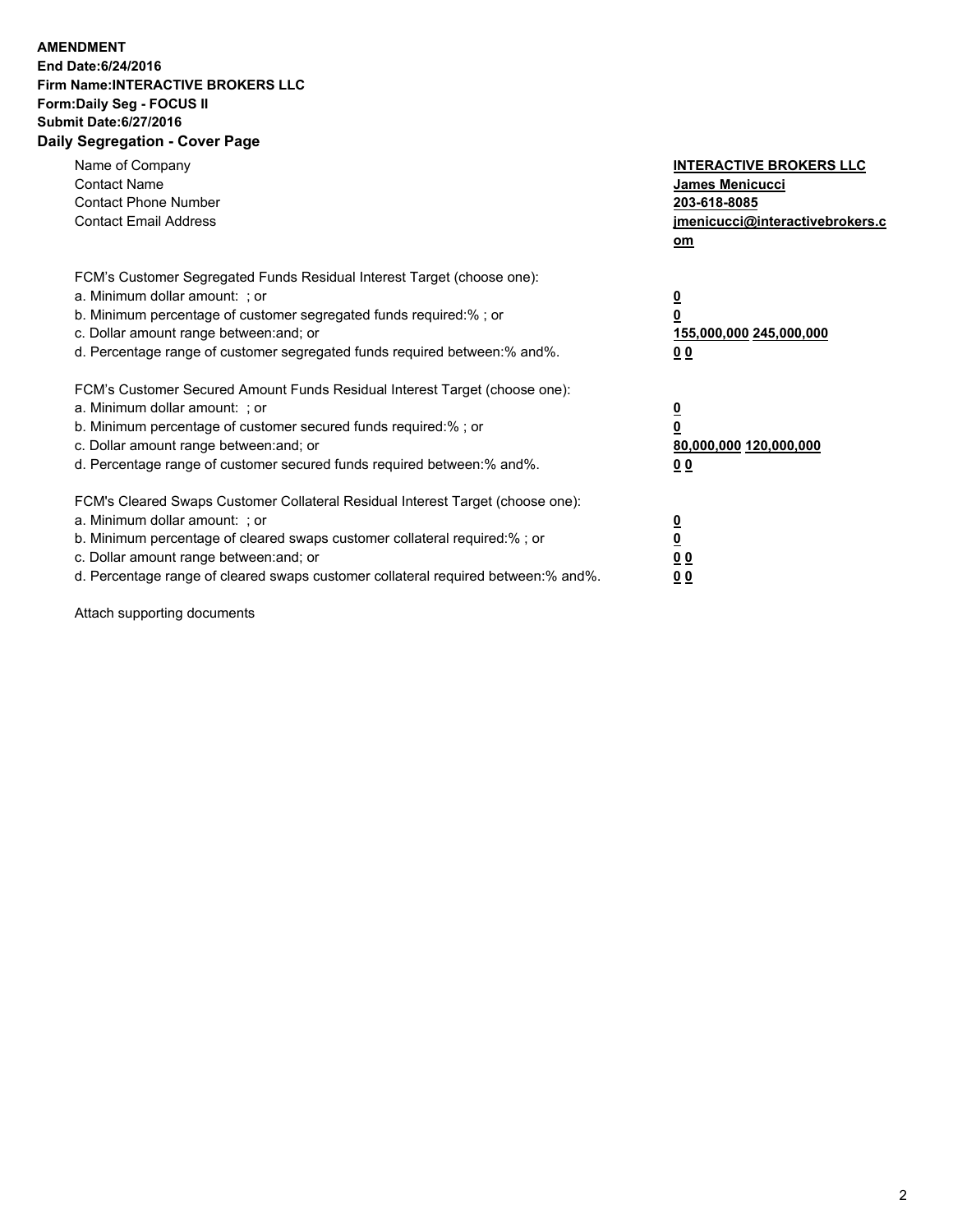**AMENDMENT**
**End Date:6/24/2016**
**Firm Name:INTERACTIVE BROKERS LLC**
**Form:Daily Seg - FOCUS II**
**Submit Date:6/27/2016**

## Daily Segregation - Cover Page

| | |
|---|---|
| Name of Company | **INTERACTIVE BROKERS LLC** |
| Contact Name | **James Menicucci** |
| Contact Phone Number | **203-618-8085** |
| Contact Email Address | **jmenicucci@interactivebrokers.com** |

FCM's Customer Segregated Funds Residual Interest Target (choose one):

| | |
|---|---|
| a. Minimum dollar amount: ; or | **0** |
| b. Minimum percentage of customer segregated funds required:% ; or | **0** |
| c. Dollar amount range between:and; or | **155,000,000 245,000,000** |
| d. Percentage range of customer segregated funds required between:% and%. | **0 0** |

FCM's Customer Secured Amount Funds Residual Interest Target (choose one):

| | |
|---|---|
| a. Minimum dollar amount: ; or | **0** |
| b. Minimum percentage of customer secured funds required:% ; or | **0** |
| c. Dollar amount range between:and; or | **80,000,000 120,000,000** |
| d. Percentage range of customer secured funds required between:% and%. | **0 0** |

FCM's Cleared Swaps Customer Collateral Residual Interest Target (choose one):

| | |
|---|---|
| a. Minimum dollar amount: ; or | **0** |
| b. Minimum percentage of cleared swaps customer collateral required:% ; or | **0** |
| c. Dollar amount range between:and; or | **0 0** |
| d. Percentage range of cleared swaps customer collateral required between:% and%. | **0 0** |

Attach supporting documents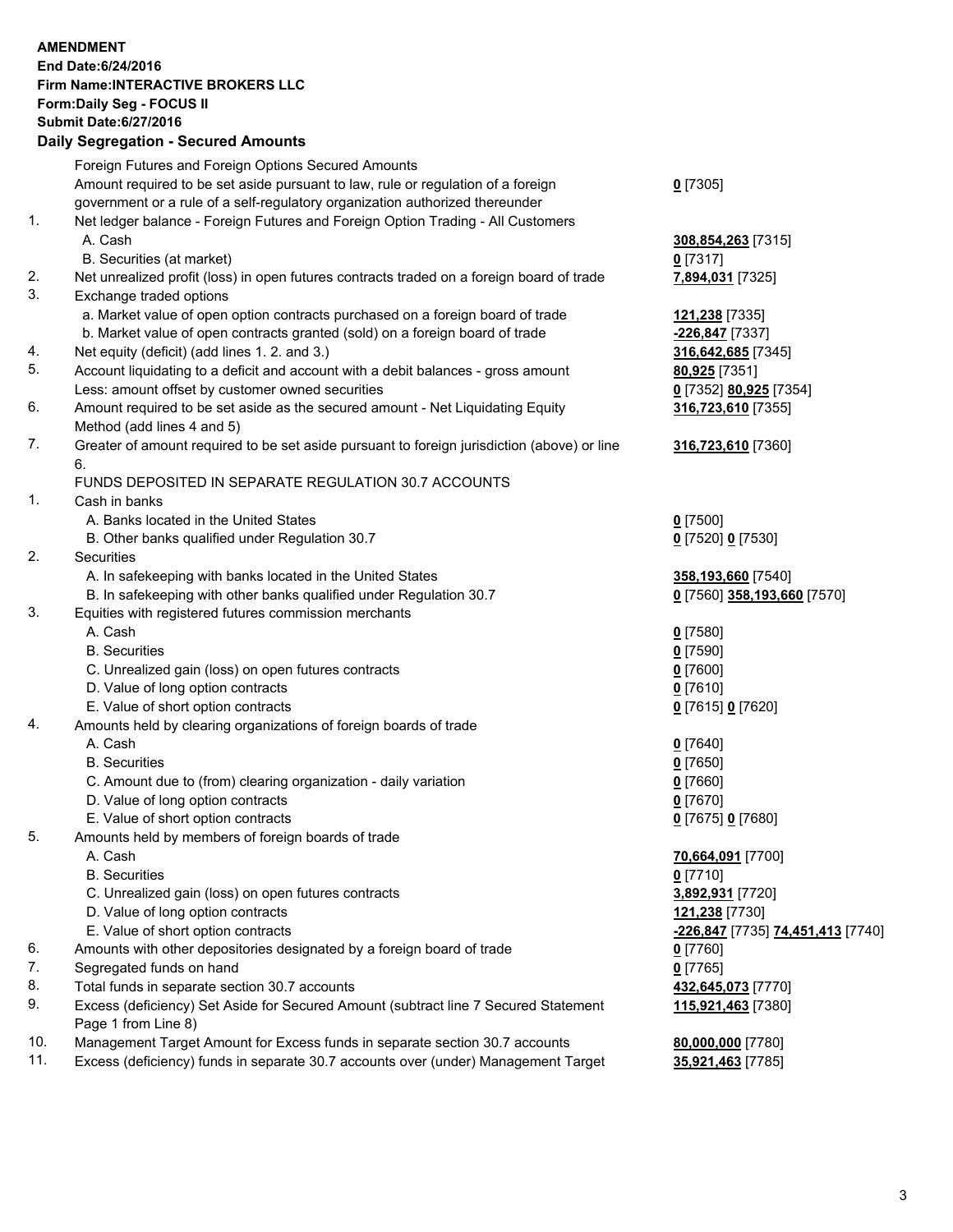**AMENDMENT**
**End Date:6/24/2016**
**Firm Name:INTERACTIVE BROKERS LLC**
**Form:Daily Seg - FOCUS II**
**Submit Date:6/27/2016**

## Daily Segregation - Secured Amounts

| | | |
|---|---|---|
| | Foreign Futures and Foreign Options Secured Amounts | |
| | Amount required to be set aside pursuant to law, rule or regulation of a foreign government or a rule of a self-regulatory organization authorized thereunder | **0** [7305] |
| 1. | Net ledger balance - Foreign Futures and Foreign Option Trading - All Customers | |
| | A. Cash | **308,854,263** [7315] |
| | B. Securities (at market) | **0** [7317] |
| 2. | Net unrealized profit (loss) in open futures contracts traded on a foreign board of trade | **7,894,031** [7325] |
| 3. | Exchange traded options | |
| | a. Market value of open option contracts purchased on a foreign board of trade | **121,238** [7335] |
| | b. Market value of open contracts granted (sold) on a foreign board of trade | **-226,847** [7337] |
| 4. | Net equity (deficit) (add lines 1. 2. and 3.) | **316,642,685** [7345] |
| 5. | Account liquidating to a deficit and account with a debit balances - gross amount | **80,925** [7351] |
| | Less: amount offset by customer owned securities | **0** [7352] **80,925** [7354] |
| 6. | Amount required to be set aside as the secured amount - Net Liquidating Equity Method (add lines 4 and 5) | **316,723,610** [7355] |
| 7. | Greater of amount required to be set aside pursuant to foreign jurisdiction (above) or line 6. | **316,723,610** [7360] |
| | FUNDS DEPOSITED IN SEPARATE REGULATION 30.7 ACCOUNTS | |
| 1. | Cash in banks | |
| | A. Banks located in the United States | **0** [7500] |
| | B. Other banks qualified under Regulation 30.7 | **0** [7520] **0** [7530] |
| 2. | Securities | |
| | A. In safekeeping with banks located in the United States | **358,193,660** [7540] |
| | B. In safekeeping with other banks qualified under Regulation 30.7 | **0** [7560] **358,193,660** [7570] |
| 3. | Equities with registered futures commission merchants | |
| | A. Cash | **0** [7580] |
| | B. Securities | **0** [7590] |
| | C. Unrealized gain (loss) on open futures contracts | **0** [7600] |
| | D. Value of long option contracts | **0** [7610] |
| | E. Value of short option contracts | **0** [7615] **0** [7620] |
| 4. | Amounts held by clearing organizations of foreign boards of trade | |
| | A. Cash | **0** [7640] |
| | B. Securities | **0** [7650] |
| | C. Amount due to (from) clearing organization - daily variation | **0** [7660] |
| | D. Value of long option contracts | **0** [7670] |
| | E. Value of short option contracts | **0** [7675] **0** [7680] |
| 5. | Amounts held by members of foreign boards of trade | |
| | A. Cash | **70,664,091** [7700] |
| | B. Securities | **0** [7710] |
| | C. Unrealized gain (loss) on open futures contracts | **3,892,931** [7720] |
| | D. Value of long option contracts | **121,238** [7730] |
| | E. Value of short option contracts | **-226,847** [7735] **74,451,413** [7740] |
| 6. | Amounts with other depositories designated by a foreign board of trade | **0** [7760] |
| 7. | Segregated funds on hand | **0** [7765] |
| 8. | Total funds in separate section 30.7 accounts | **432,645,073** [7770] |
| 9. | Excess (deficiency) Set Aside for Secured Amount (subtract line 7 Secured Statement Page 1 from Line 8) | **115,921,463** [7380] |
| 10. | Management Target Amount for Excess funds in separate section 30.7 accounts | **80,000,000** [7780] |
| 11. | Excess (deficiency) funds in separate 30.7 accounts over (under) Management Target | **35,921,463** [7785] |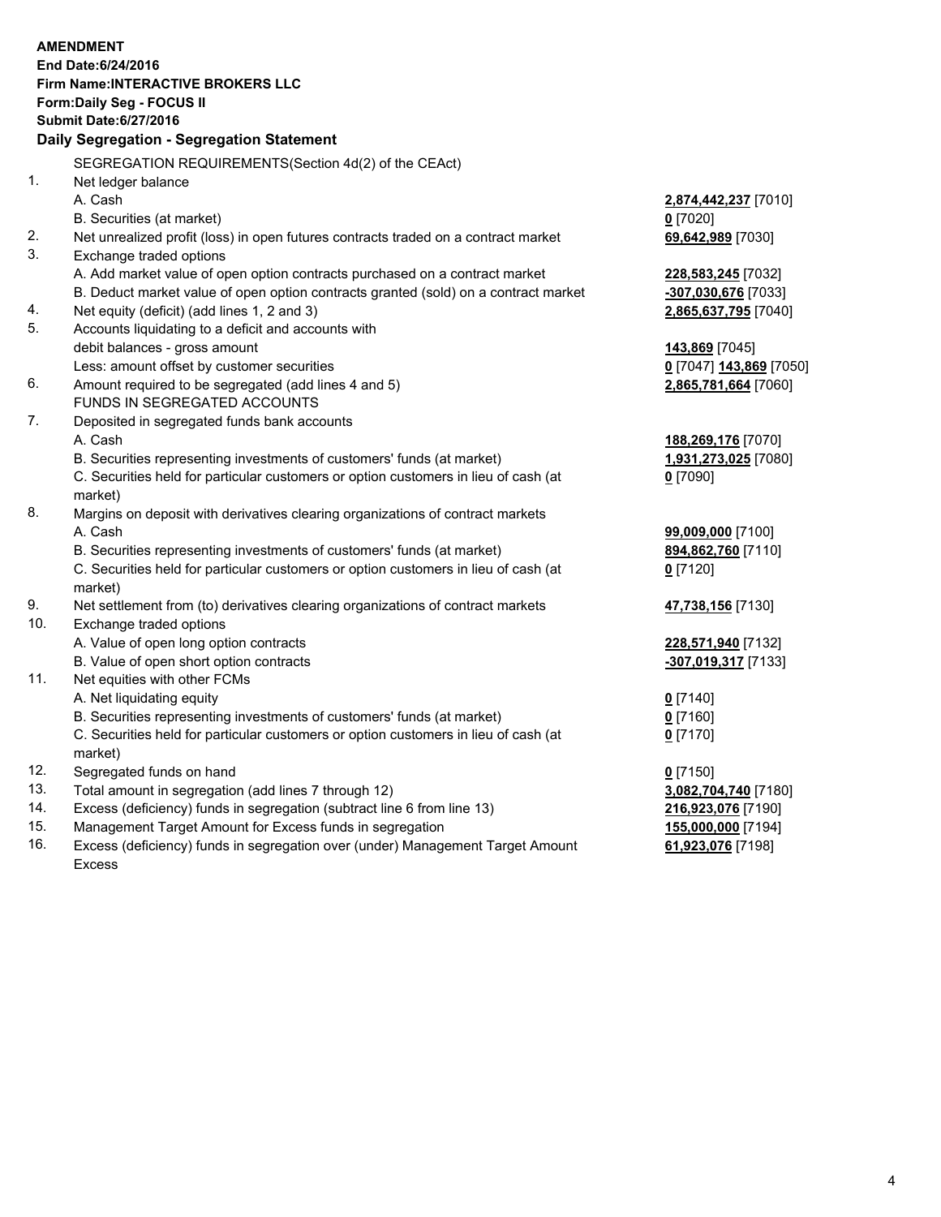**AMENDMENT**
**End Date:6/24/2016**
**Firm Name:INTERACTIVE BROKERS LLC**
**Form:Daily Seg - FOCUS II**
**Submit Date:6/27/2016**

**Daily Segregation - Segregation Statement**

| | | |
|---|---|---|
| | SEGREGATION REQUIREMENTS(Section 4d(2) of the CEAct) | |
| 1. | Net ledger balance | |
| | A. Cash | **2,874,442,237** [7010] |
| | B. Securities (at market) | **0** [7020] |
| 2. | Net unrealized profit (loss) in open futures contracts traded on a contract market | **69,642,989** [7030] |
| 3. | Exchange traded options | |
| | A. Add market value of open option contracts purchased on a contract market | **228,583,245** [7032] |
| | B. Deduct market value of open option contracts granted (sold) on a contract market | **-307,030,676** [7033] |
| 4. | Net equity (deficit) (add lines 1, 2 and 3) | **2,865,637,795** [7040] |
| 5. | Accounts liquidating to a deficit and accounts with | |
| | debit balances - gross amount | **143,869** [7045] |
| | Less: amount offset by customer securities | **0** [7047] **143,869** [7050] |
| 6. | Amount required to be segregated (add lines 4 and 5) | **2,865,781,664** [7060] |
| | FUNDS IN SEGREGATED ACCOUNTS | |
| 7. | Deposited in segregated funds bank accounts | |
| | A. Cash | **188,269,176** [7070] |
| | B. Securities representing investments of customers' funds (at market) | **1,931,273,025** [7080] |
| | C. Securities held for particular customers or option customers in lieu of cash (at market) | **0** [7090] |
| 8. | Margins on deposit with derivatives clearing organizations of contract markets | |
| | A. Cash | **99,009,000** [7100] |
| | B. Securities representing investments of customers' funds (at market) | **894,862,760** [7110] |
| | C. Securities held for particular customers or option customers in lieu of cash (at market) | **0** [7120] |
| 9. | Net settlement from (to) derivatives clearing organizations of contract markets | **47,738,156** [7130] |
| 10. | Exchange traded options | |
| | A. Value of open long option contracts | **228,571,940** [7132] |
| | B. Value of open short option contracts | **-307,019,317** [7133] |
| 11. | Net equities with other FCMs | |
| | A. Net liquidating equity | **0** [7140] |
| | B. Securities representing investments of customers' funds (at market) | **0** [7160] |
| | C. Securities held for particular customers or option customers in lieu of cash (at market) | **0** [7170] |
| 12. | Segregated funds on hand | **0** [7150] |
| 13. | Total amount in segregation (add lines 7 through 12) | **3,082,704,740** [7180] |
| 14. | Excess (deficiency) funds in segregation (subtract line 6 from line 13) | **216,923,076** [7190] |
| 15. | Management Target Amount for Excess funds in segregation | **155,000,000** [7194] |
| 16. | Excess (deficiency) funds in segregation over (under) Management Target Amount Excess | **61,923,076** [7198] |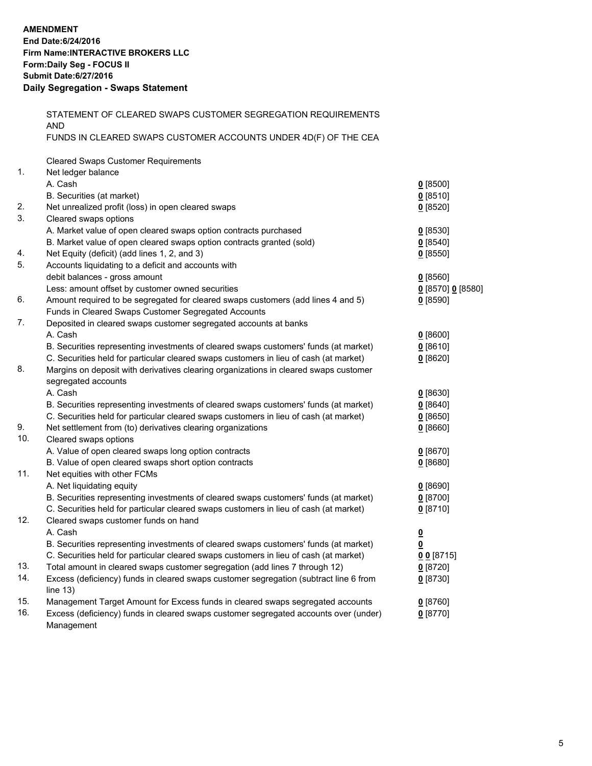**AMENDMENT**
**End Date:6/24/2016**
**Firm Name:INTERACTIVE BROKERS LLC**
**Form:Daily Seg - FOCUS II**
**Submit Date:6/27/2016**
**Daily Segregation - Swaps Statement**

STATEMENT OF CLEARED SWAPS CUSTOMER SEGREGATION REQUIREMENTS AND FUNDS IN CLEARED SWAPS CUSTOMER ACCOUNTS UNDER 4D(F) OF THE CEA

| | | |
|---|---|---|
| | Cleared Swaps Customer Requirements | |
| 1. | Net ledger balance | |
| | A. Cash | 0 [8500] |
| | B. Securities (at market) | 0 [8510] |
| 2. | Net unrealized profit (loss) in open cleared swaps | 0 [8520] |
| 3. | Cleared swaps options | |
| | A. Market value of open cleared swaps option contracts purchased | 0 [8530] |
| | B. Market value of open cleared swaps option contracts granted (sold) | 0 [8540] |
| 4. | Net Equity (deficit) (add lines 1, 2, and 3) | 0 [8550] |
| 5. | Accounts liquidating to a deficit and accounts with debit balances - gross amount | 0 [8560] |
| | Less: amount offset by customer owned securities | 0 [8570] 0 [8580] |
| 6. | Amount required to be segregated for cleared swaps customers (add lines 4 and 5) | 0 [8590] |
| | Funds in Cleared Swaps Customer Segregated Accounts | |
| 7. | Deposited in cleared swaps customer segregated accounts at banks | |
| | A. Cash | 0 [8600] |
| | B. Securities representing investments of cleared swaps customers' funds (at market) | 0 [8610] |
| | C. Securities held for particular cleared swaps customers in lieu of cash (at market) | 0 [8620] |
| 8. | Margins on deposit with derivatives clearing organizations in cleared swaps customer segregated accounts | |
| | A. Cash | 0 [8630] |
| | B. Securities representing investments of cleared swaps customers' funds (at market) | 0 [8640] |
| | C. Securities held for particular cleared swaps customers in lieu of cash (at market) | 0 [8650] |
| 9. | Net settlement from (to) derivatives clearing organizations | 0 [8660] |
| 10. | Cleared swaps options | |
| | A. Value of open cleared swaps long option contracts | 0 [8670] |
| | B. Value of open cleared swaps short option contracts | 0 [8680] |
| 11. | Net equities with other FCMs | |
| | A. Net liquidating equity | 0 [8690] |
| | B. Securities representing investments of cleared swaps customers' funds (at market) | 0 [8700] |
| | C. Securities held for particular cleared swaps customers in lieu of cash (at market) | 0 [8710] |
| 12. | Cleared swaps customer funds on hand | |
| | A. Cash | 0 |
| | B. Securities representing investments of cleared swaps customers' funds (at market) | 0 |
| | C. Securities held for particular cleared swaps customers in lieu of cash (at market) | 0 0 [8715] |
| 13. | Total amount in cleared swaps customer segregation (add lines 7 through 12) | 0 [8720] |
| 14. | Excess (deficiency) funds in cleared swaps customer segregation (subtract line 6 from line 13) | 0 [8730] |
| 15. | Management Target Amount for Excess funds in cleared swaps segregated accounts | 0 [8760] |
| 16. | Excess (deficiency) funds in cleared swaps customer segregated accounts over (under) Management | 0 [8770] |